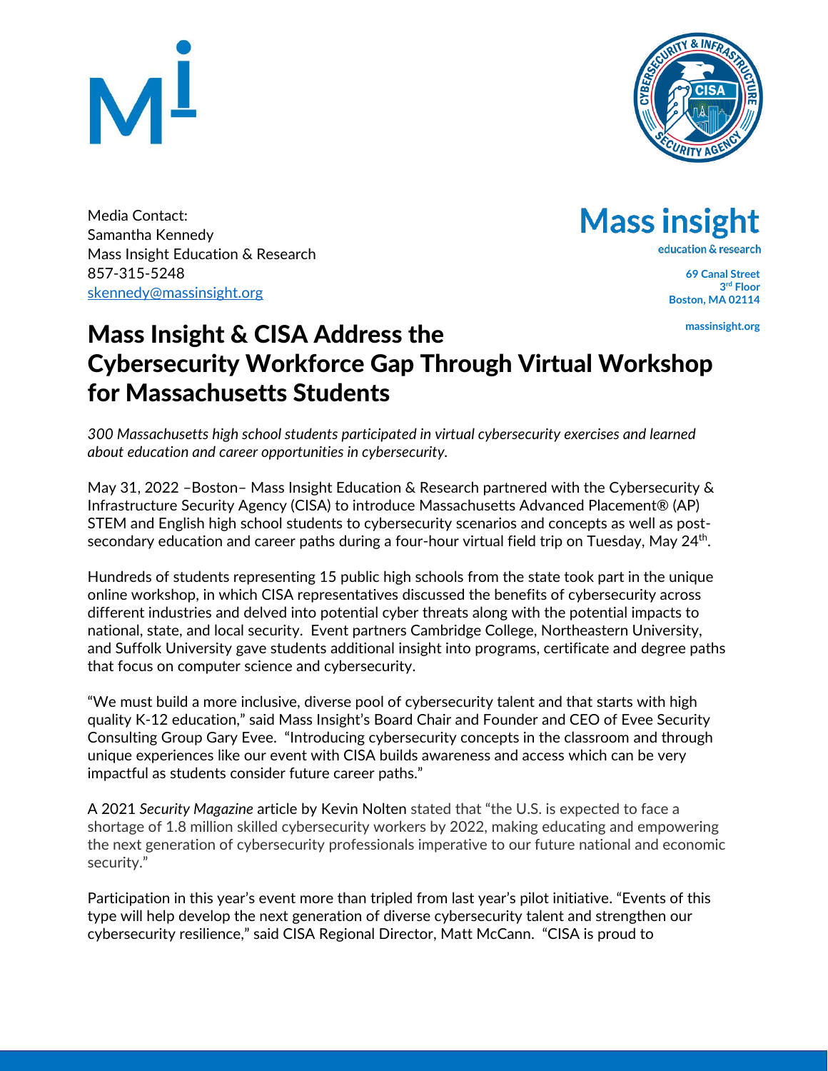Media Contact:
Samantha Kennedy
Mass Insight Education & Research
857-315-5248
skennedy@massinsight.org

Mass insight
education & research

69 Canal Street
3rd Floor
Boston, MA 02114

massinsight.org

# Mass Insight & CISA Address the Cybersecurity Workforce Gap Through Virtual Workshop for Massachusetts Students

*300 Massachusetts high school students participated in virtual cybersecurity exercises and learned about education and career opportunities in cybersecurity.*

May 31, 2022 –Boston– Mass Insight Education & Research partnered with the Cybersecurity & Infrastructure Security Agency (CISA) to introduce Massachusetts Advanced Placement® (AP) STEM and English high school students to cybersecurity scenarios and concepts as well as post-secondary education and career paths during a four-hour virtual field trip on Tuesday, May 24th.

Hundreds of students representing 15 public high schools from the state took part in the unique online workshop, in which CISA representatives discussed the benefits of cybersecurity across different industries and delved into potential cyber threats along with the potential impacts to national, state, and local security. Event partners Cambridge College, Northeastern University, and Suffolk University gave students additional insight into programs, certificate and degree paths that focus on computer science and cybersecurity.

"We must build a more inclusive, diverse pool of cybersecurity talent and that starts with high quality K-12 education," said Mass Insight's Board Chair and Founder and CEO of Evee Security Consulting Group Gary Evee. "Introducing cybersecurity concepts in the classroom and through unique experiences like our event with CISA builds awareness and access which can be very impactful as students consider future career paths."

A 2021 *Security Magazine* article by Kevin Nolten stated that "the U.S. is expected to face a shortage of 1.8 million skilled cybersecurity workers by 2022, making educating and empowering the next generation of cybersecurity professionals imperative to our future national and economic security."

Participation in this year's event more than tripled from last year's pilot initiative. "Events of this type will help develop the next generation of diverse cybersecurity talent and strengthen our cybersecurity resilience," said CISA Regional Director, Matt McCann. "CISA is proud to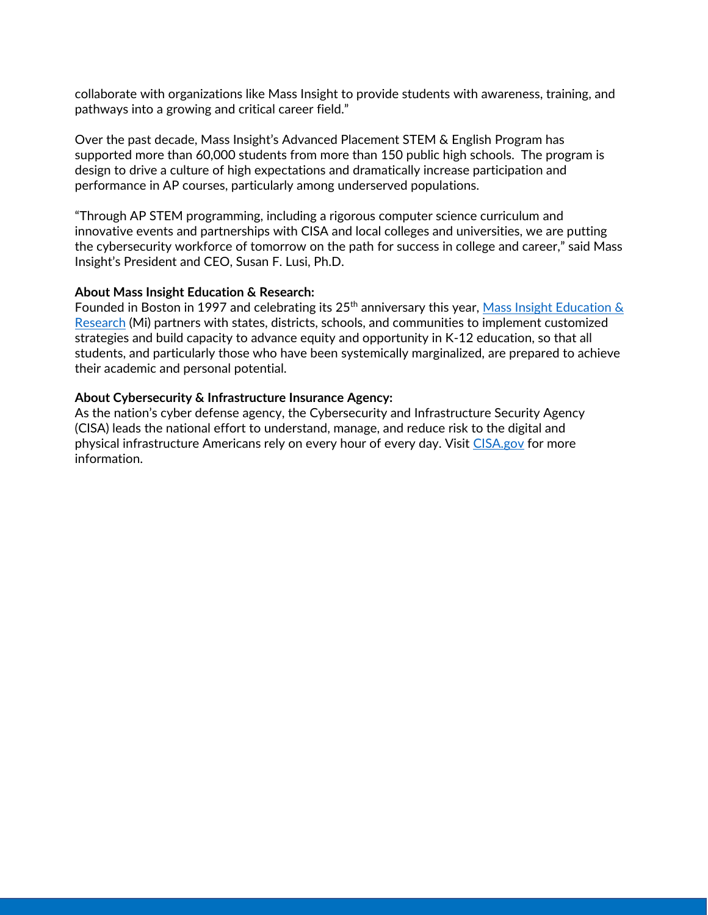collaborate with organizations like Mass Insight to provide students with awareness, training, and pathways into a growing and critical career field."

Over the past decade, Mass Insight's Advanced Placement STEM & English Program has supported more than 60,000 students from more than 150 public high schools. The program is design to drive a culture of high expectations and dramatically increase participation and performance in AP courses, particularly among underserved populations.

"Through AP STEM programming, including a rigorous computer science curriculum and innovative events and partnerships with CISA and local colleges and universities, we are putting the cybersecurity workforce of tomorrow on the path for success in college and career," said Mass Insight's President and CEO, Susan F. Lusi, Ph.D.

**About Mass Insight Education & Research:**
Founded in Boston in 1997 and celebrating its 25th anniversary this year, Mass Insight Education & Research (Mi) partners with states, districts, schools, and communities to implement customized strategies and build capacity to advance equity and opportunity in K-12 education, so that all students, and particularly those who have been systemically marginalized, are prepared to achieve their academic and personal potential.

**About Cybersecurity & Infrastructure Insurance Agency:**
As the nation's cyber defense agency, the Cybersecurity and Infrastructure Security Agency (CISA) leads the national effort to understand, manage, and reduce risk to the digital and physical infrastructure Americans rely on every hour of every day. Visit CISA.gov for more information.